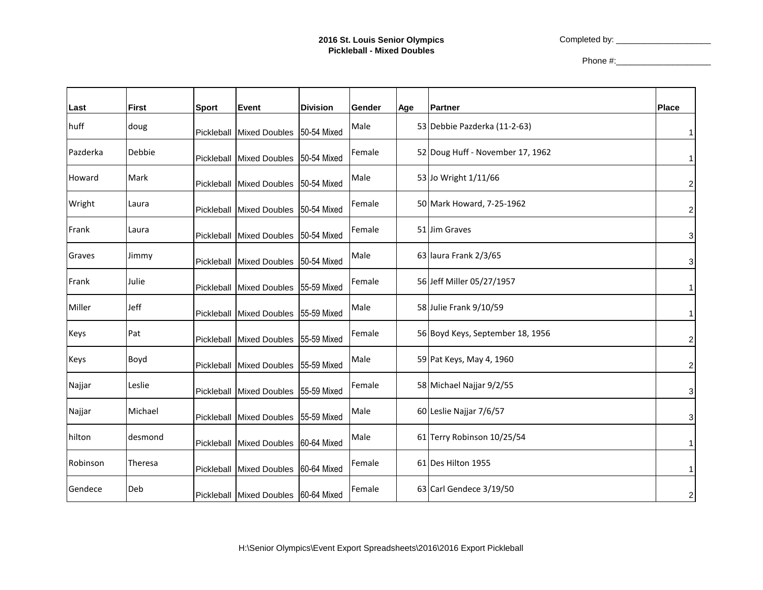**2016 St. Louis Senior Olympics**
**Pickleball - Mixed Doubles**

Completed by: ____________________

Phone #:____________________

| Last | First | Sport | Event | Division | Gender | Age | Partner | Place |
|---|---|---|---|---|---|---|---|---|
| huff | doug | Pickleball | Mixed Doubles | 50-54 Mixed | Male | 53 | Debbie Pazderka (11-2-63) | 1 |
| Pazderka | Debbie | Pickleball | Mixed Doubles | 50-54 Mixed | Female | 52 | Doug Huff - November 17, 1962 | 1 |
| Howard | Mark | Pickleball | Mixed Doubles | 50-54 Mixed | Male | 53 | Jo Wright 1/11/66 | 2 |
| Wright | Laura | Pickleball | Mixed Doubles | 50-54 Mixed | Female | 50 | Mark Howard, 7-25-1962 | 2 |
| Frank | Laura | Pickleball | Mixed Doubles | 50-54 Mixed | Female | 51 | Jim Graves | 3 |
| Graves | Jimmy | Pickleball | Mixed Doubles | 50-54 Mixed | Male | 63 | laura Frank 2/3/65 | 3 |
| Frank | Julie | Pickleball | Mixed Doubles | 55-59 Mixed | Female | 56 | Jeff Miller 05/27/1957 | 1 |
| Miller | Jeff | Pickleball | Mixed Doubles | 55-59 Mixed | Male | 58 | Julie Frank 9/10/59 | 1 |
| Keys | Pat | Pickleball | Mixed Doubles | 55-59 Mixed | Female | 56 | Boyd Keys, September 18, 1956 | 2 |
| Keys | Boyd | Pickleball | Mixed Doubles | 55-59 Mixed | Male | 59 | Pat Keys, May 4, 1960 | 2 |
| Najjar | Leslie | Pickleball | Mixed Doubles | 55-59 Mixed | Female | 58 | Michael Najjar 9/2/55 | 3 |
| Najjar | Michael | Pickleball | Mixed Doubles | 55-59 Mixed | Male | 60 | Leslie Najjar 7/6/57 | 3 |
| hilton | desmond | Pickleball | Mixed Doubles | 60-64 Mixed | Male | 61 | Terry Robinson 10/25/54 | 1 |
| Robinson | Theresa | Pickleball | Mixed Doubles | 60-64 Mixed | Female | 61 | Des Hilton 1955 | 1 |
| Gendece | Deb | Pickleball | Mixed Doubles | 60-64 Mixed | Female | 63 | Carl Gendece 3/19/50 | 2 |

H:\Senior Olympics\Event Export Spreadsheets\2016\2016 Export Pickleball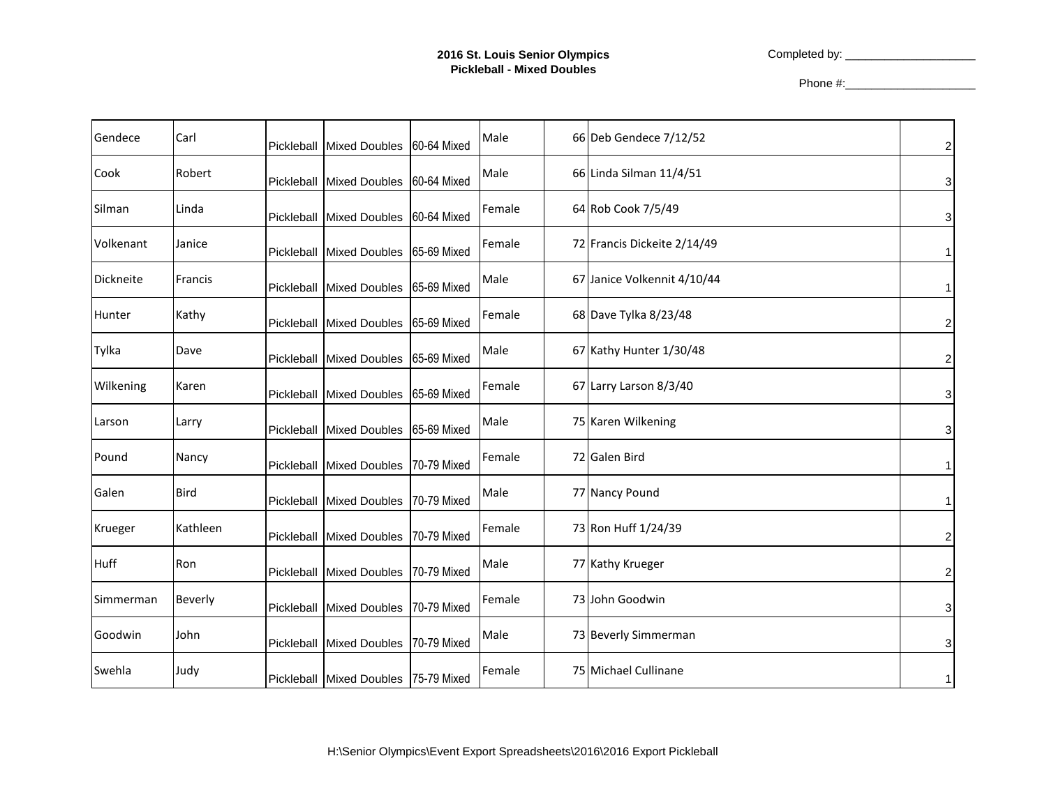**2016 St. Louis Senior Olympics**
**Pickleball - Mixed Doubles**

Completed by: ____________________

Phone #:____________________

| | | | | | | | | |
|---|---|---|---|---|---|---|---|---|
| Gendece | Carl | Pickleball | Mixed Doubles | 60-64 Mixed | Male | 66 | Deb Gendece 7/12/52 | 2 |
| Cook | Robert | Pickleball | Mixed Doubles | 60-64 Mixed | Male | 66 | Linda Silman 11/4/51 | 3 |
| Silman | Linda | Pickleball | Mixed Doubles | 60-64 Mixed | Female | 64 | Rob Cook 7/5/49 | 3 |
| Volkenant | Janice | Pickleball | Mixed Doubles | 65-69 Mixed | Female | 72 | Francis Dickeite 2/14/49 | 1 |
| Dickneite | Francis | Pickleball | Mixed Doubles | 65-69 Mixed | Male | 67 | Janice Volkennit 4/10/44 | 1 |
| Hunter | Kathy | Pickleball | Mixed Doubles | 65-69 Mixed | Female | 68 | Dave Tylka 8/23/48 | 2 |
| Tylka | Dave | Pickleball | Mixed Doubles | 65-69 Mixed | Male | 67 | Kathy Hunter 1/30/48 | 2 |
| Wilkening | Karen | Pickleball | Mixed Doubles | 65-69 Mixed | Female | 67 | Larry Larson 8/3/40 | 3 |
| Larson | Larry | Pickleball | Mixed Doubles | 65-69 Mixed | Male | 75 | Karen Wilkening | 3 |
| Pound | Nancy | Pickleball | Mixed Doubles | 70-79 Mixed | Female | 72 | Galen Bird | 1 |
| Galen | Bird | Pickleball | Mixed Doubles | 70-79 Mixed | Male | 77 | Nancy Pound | 1 |
| Krueger | Kathleen | Pickleball | Mixed Doubles | 70-79 Mixed | Female | 73 | Ron Huff 1/24/39 | 2 |
| Huff | Ron | Pickleball | Mixed Doubles | 70-79 Mixed | Male | 77 | Kathy Krueger | 2 |
| Simmerman | Beverly | Pickleball | Mixed Doubles | 70-79 Mixed | Female | 73 | John Goodwin | 3 |
| Goodwin | John | Pickleball | Mixed Doubles | 70-79 Mixed | Male | 73 | Beverly Simmerman | 3 |
| Swehla | Judy | Pickleball | Mixed Doubles | 75-79 Mixed | Female | 75 | Michael Cullinane | 1 |

H:\Senior Olympics\Event Export Spreadsheets\2016\2016 Export Pickleball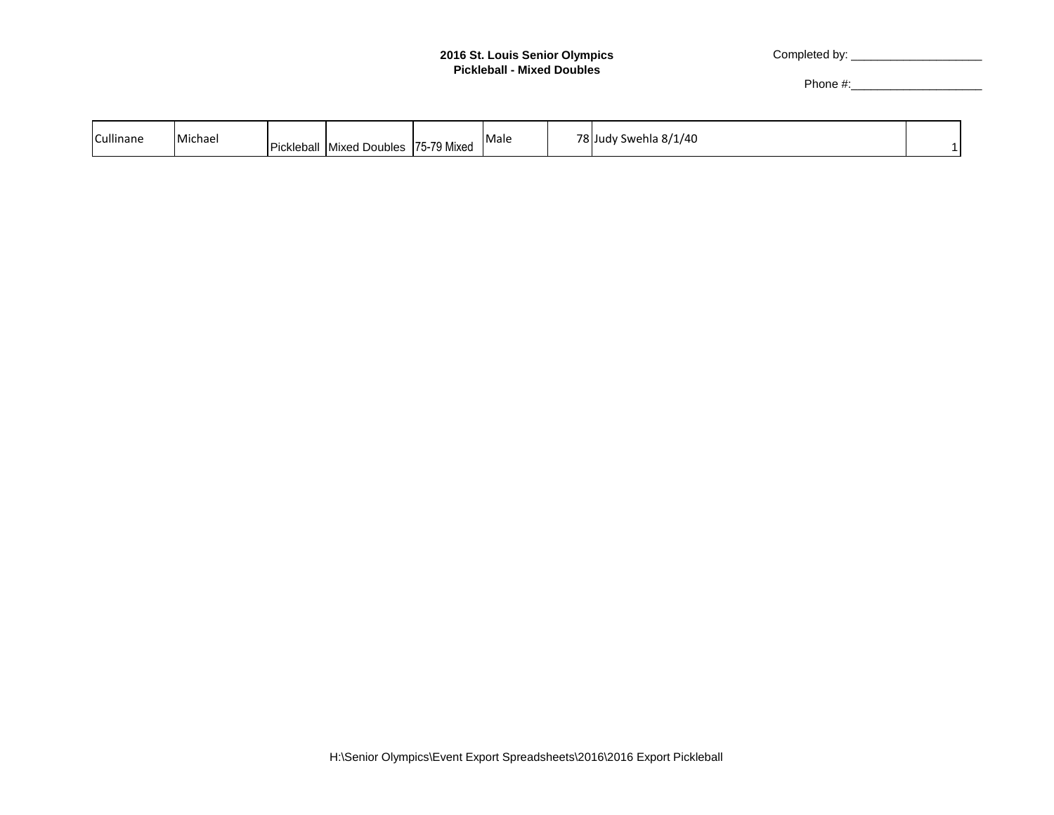**2016 St. Louis Senior Olympics**
**Pickleball - Mixed Doubles**

Completed by: ____________________

Phone #:____________________

| | | | | | | | | |
|---|---|---|---|---|---|---|---|---|
| Cullinane | Michael | Pickleball | Mixed Doubles | 75-79 Mixed | Male | 78 | Judy Swehla 8/1/40 | 1 |

H:\Senior Olympics\Event Export Spreadsheets\2016\2016 Export Pickleball